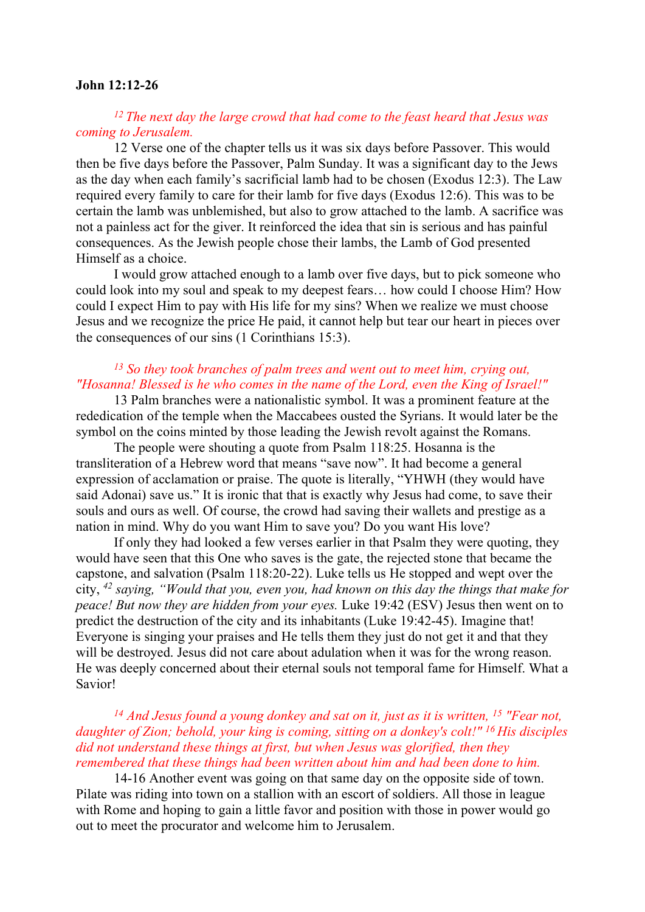**John 12:12-26**

*[12] The next day the large crowd that had come to the feast heard that Jesus was coming to Jerusalem.*

12 Verse one of the chapter tells us it was six days before Passover. This would then be five days before the Passover, Palm Sunday. It was a significant day to the Jews as the day when each family's sacrificial lamb had to be chosen (Exodus 12:3). The Law required every family to care for their lamb for five days (Exodus 12:6). This was to be certain the lamb was unblemished, but also to grow attached to the lamb. A sacrifice was not a painless act for the giver. It reinforced the idea that sin is serious and has painful consequences. As the Jewish people chose their lambs, the Lamb of God presented Himself as a choice.

I would grow attached enough to a lamb over five days, but to pick someone who could look into my soul and speak to my deepest fears… how could I choose Him? How could I expect Him to pay with His life for my sins? When we realize we must choose Jesus and we recognize the price He paid, it cannot help but tear our heart in pieces over the consequences of our sins (1 Corinthians 15:3).

*[13] So they took branches of palm trees and went out to meet him, crying out, "Hosanna! Blessed is he who comes in the name of the Lord, even the King of Israel!"*

13 Palm branches were a nationalistic symbol. It was a prominent feature at the rededication of the temple when the Maccabees ousted the Syrians. It would later be the symbol on the coins minted by those leading the Jewish revolt against the Romans.

The people were shouting a quote from Psalm 118:25. Hosanna is the transliteration of a Hebrew word that means "save now". It had become a general expression of acclamation or praise. The quote is literally, "YHWH (they would have said Adonai) save us." It is ironic that that is exactly why Jesus had come, to save their souls and ours as well. Of course, the crowd had saving their wallets and prestige as a nation in mind. Why do you want Him to save you? Do you want His love?

If only they had looked a few verses earlier in that Psalm they were quoting, they would have seen that this One who saves is the gate, the rejected stone that became the capstone, and salvation (Psalm 118:20-22). Luke tells us He stopped and wept over the city, *[42] saying, "Would that you, even you, had known on this day the things that make for peace! But now they are hidden from your eyes.* Luke 19:42 (ESV) Jesus then went on to predict the destruction of the city and its inhabitants (Luke 19:42-45). Imagine that! Everyone is singing your praises and He tells them they just do not get it and that they will be destroyed. Jesus did not care about adulation when it was for the wrong reason. He was deeply concerned about their eternal souls not temporal fame for Himself. What a Savior!

*[14] And Jesus found a young donkey and sat on it, just as it is written, [15] "Fear not, daughter of Zion; behold, your king is coming, sitting on a donkey's colt!" [16] His disciples did not understand these things at first, but when Jesus was glorified, then they remembered that these things had been written about him and had been done to him.*

14-16 Another event was going on that same day on the opposite side of town. Pilate was riding into town on a stallion with an escort of soldiers. All those in league with Rome and hoping to gain a little favor and position with those in power would go out to meet the procurator and welcome him to Jerusalem.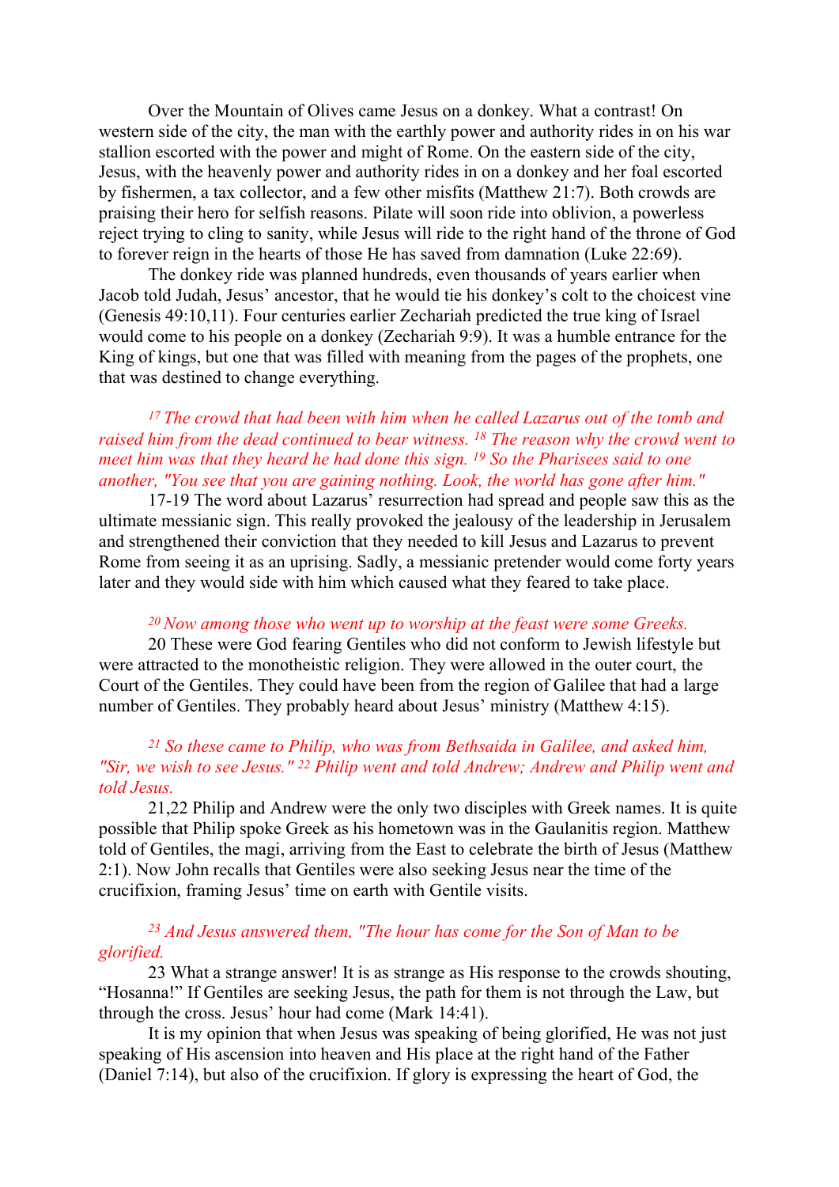Over the Mountain of Olives came Jesus on a donkey. What a contrast! On western side of the city, the man with the earthly power and authority rides in on his war stallion escorted with the power and might of Rome. On the eastern side of the city, Jesus, with the heavenly power and authority rides in on a donkey and her foal escorted by fishermen, a tax collector, and a few other misfits (Matthew 21:7). Both crowds are praising their hero for selfish reasons. Pilate will soon ride into oblivion, a powerless reject trying to cling to sanity, while Jesus will ride to the right hand of the throne of God to forever reign in the hearts of those He has saved from damnation (Luke 22:69).

The donkey ride was planned hundreds, even thousands of years earlier when Jacob told Judah, Jesus' ancestor, that he would tie his donkey's colt to the choicest vine (Genesis 49:10,11). Four centuries earlier Zechariah predicted the true king of Israel would come to his people on a donkey (Zechariah 9:9). It was a humble entrance for the King of kings, but one that was filled with meaning from the pages of the prophets, one that was destined to change everything.

*[17] The crowd that had been with him when he called Lazarus out of the tomb and raised him from the dead continued to bear witness. [18] The reason why the crowd went to meet him was that they heard he had done this sign. [19] So the Pharisees said to one another, "You see that you are gaining nothing. Look, the world has gone after him."*

17-19 The word about Lazarus' resurrection had spread and people saw this as the ultimate messianic sign. This really provoked the jealousy of the leadership in Jerusalem and strengthened their conviction that they needed to kill Jesus and Lazarus to prevent Rome from seeing it as an uprising. Sadly, a messianic pretender would come forty years later and they would side with him which caused what they feared to take place.

*[20] Now among those who went up to worship at the feast were some Greeks.*

20 These were God fearing Gentiles who did not conform to Jewish lifestyle but were attracted to the monotheistic religion. They were allowed in the outer court, the Court of the Gentiles. They could have been from the region of Galilee that had a large number of Gentiles. They probably heard about Jesus' ministry (Matthew 4:15).

*[21] So these came to Philip, who was from Bethsaida in Galilee, and asked him, "Sir, we wish to see Jesus." [22] Philip went and told Andrew; Andrew and Philip went and told Jesus.*

21,22 Philip and Andrew were the only two disciples with Greek names. It is quite possible that Philip spoke Greek as his hometown was in the Gaulanitis region. Matthew told of Gentiles, the magi, arriving from the East to celebrate the birth of Jesus (Matthew 2:1). Now John recalls that Gentiles were also seeking Jesus near the time of the crucifixion, framing Jesus' time on earth with Gentile visits.

*[23] And Jesus answered them, "The hour has come for the Son of Man to be glorified.*

23 What a strange answer! It is as strange as His response to the crowds shouting, "Hosanna!" If Gentiles are seeking Jesus, the path for them is not through the Law, but through the cross. Jesus' hour had come (Mark 14:41).

It is my opinion that when Jesus was speaking of being glorified, He was not just speaking of His ascension into heaven and His place at the right hand of the Father (Daniel 7:14), but also of the crucifixion. If glory is expressing the heart of God, the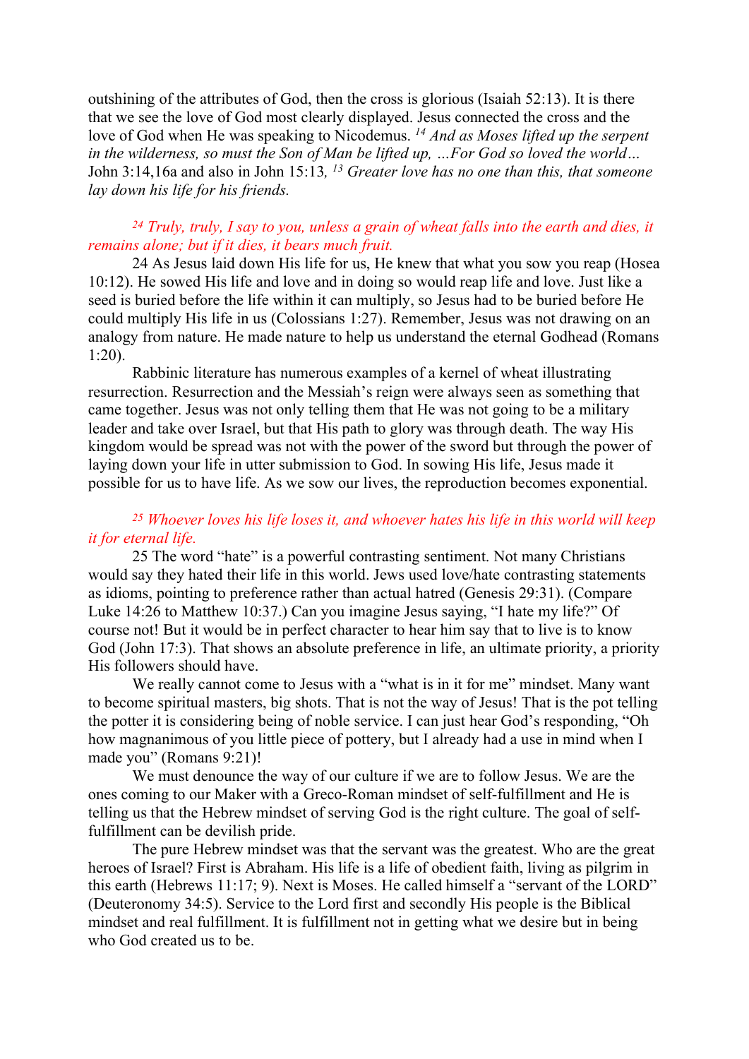outshining of the attributes of God, then the cross is glorious (Isaiah 52:13). It is there that we see the love of God most clearly displayed. Jesus connected the cross and the love of God when He was speaking to Nicodemus. [14] *And as Moses lifted up the serpent in the wilderness, so must the Son of Man be lifted up, …For God so loved the world…* John 3:14,16a and also in John 15:13*,* [13] *Greater love has no one than this, that someone lay down his life for his friends.*

*[24] Truly, truly, I say to you, unless a grain of wheat falls into the earth and dies, it remains alone; but if it dies, it bears much fruit.*

24 As Jesus laid down His life for us, He knew that what you sow you reap (Hosea 10:12). He sowed His life and love and in doing so would reap life and love. Just like a seed is buried before the life within it can multiply, so Jesus had to be buried before He could multiply His life in us (Colossians 1:27). Remember, Jesus was not drawing on an analogy from nature. He made nature to help us understand the eternal Godhead (Romans 1:20).

Rabbinic literature has numerous examples of a kernel of wheat illustrating resurrection. Resurrection and the Messiah's reign were always seen as something that came together. Jesus was not only telling them that He was not going to be a military leader and take over Israel, but that His path to glory was through death. The way His kingdom would be spread was not with the power of the sword but through the power of laying down your life in utter submission to God. In sowing His life, Jesus made it possible for us to have life. As we sow our lives, the reproduction becomes exponential.

*[25] Whoever loves his life loses it, and whoever hates his life in this world will keep it for eternal life.*

25 The word "hate" is a powerful contrasting sentiment. Not many Christians would say they hated their life in this world. Jews used love/hate contrasting statements as idioms, pointing to preference rather than actual hatred (Genesis 29:31). (Compare Luke 14:26 to Matthew 10:37.) Can you imagine Jesus saying, "I hate my life?" Of course not! But it would be in perfect character to hear him say that to live is to know God (John 17:3). That shows an absolute preference in life, an ultimate priority, a priority His followers should have.

We really cannot come to Jesus with a "what is in it for me" mindset. Many want to become spiritual masters, big shots. That is not the way of Jesus! That is the pot telling the potter it is considering being of noble service. I can just hear God's responding, "Oh how magnanimous of you little piece of pottery, but I already had a use in mind when I made you" (Romans 9:21)!

We must denounce the way of our culture if we are to follow Jesus. We are the ones coming to our Maker with a Greco-Roman mindset of self-fulfillment and He is telling us that the Hebrew mindset of serving God is the right culture. The goal of self-fulfillment can be devilish pride.

The pure Hebrew mindset was that the servant was the greatest. Who are the great heroes of Israel? First is Abraham. His life is a life of obedient faith, living as pilgrim in this earth (Hebrews 11:17; 9). Next is Moses. He called himself a "servant of the LORD" (Deuteronomy 34:5). Service to the Lord first and secondly His people is the Biblical mindset and real fulfillment. It is fulfillment not in getting what we desire but in being who God created us to be.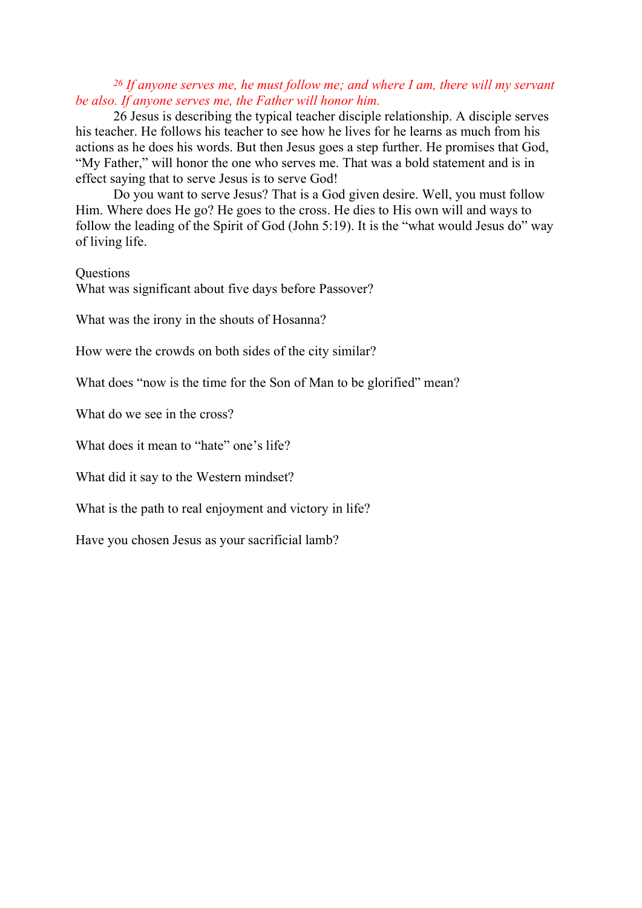*[26] If anyone serves me, he must follow me; and where I am, there will my servant be also. If anyone serves me, the Father will honor him.*

26 Jesus is describing the typical teacher disciple relationship. A disciple serves his teacher. He follows his teacher to see how he lives for he learns as much from his actions as he does his words. But then Jesus goes a step further. He promises that God, "My Father," will honor the one who serves me. That was a bold statement and is in effect saying that to serve Jesus is to serve God!

Do you want to serve Jesus? That is a God given desire. Well, you must follow Him. Where does He go? He goes to the cross. He dies to His own will and ways to follow the leading of the Spirit of God (John 5:19). It is the "what would Jesus do" way of living life.

Questions

What was significant about five days before Passover?

What was the irony in the shouts of Hosanna?

How were the crowds on both sides of the city similar?

What does "now is the time for the Son of Man to be glorified" mean?

What do we see in the cross?

What does it mean to "hate" one's life?

What did it say to the Western mindset?

What is the path to real enjoyment and victory in life?

Have you chosen Jesus as your sacrificial lamb?